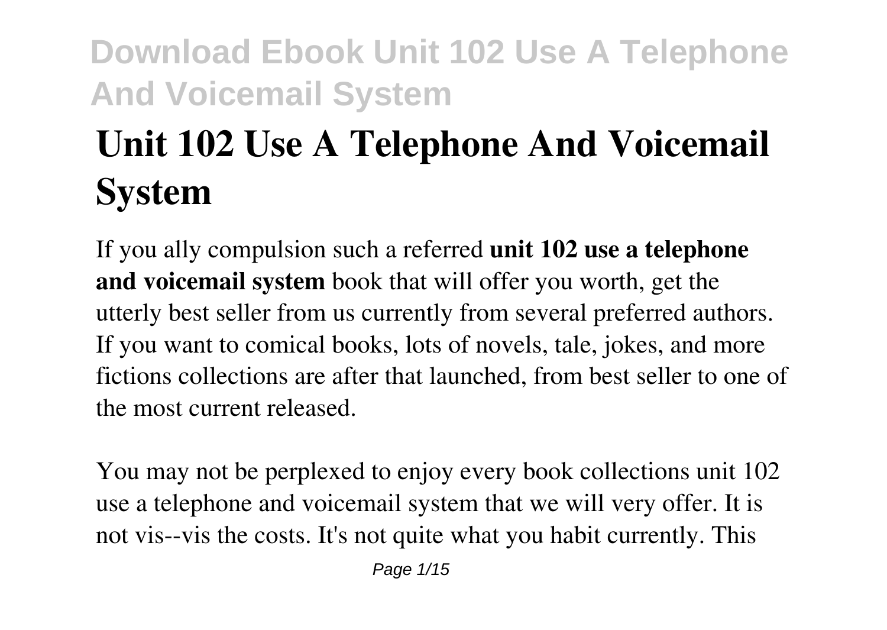# Unit 102 Use A Telephone And Voicemail System

If you ally compulsion such a referred **unit 102 use a telephone and voicemail system** book that will offer you worth, get the utterly best seller from us currently from several preferred authors. If you want to comical books, lots of novels, tale, jokes, and more fictions collections are after that launched, from best seller to one of the most current released.

You may not be perplexed to enjoy every book collections unit 102 use a telephone and voicemail system that we will very offer. It is not vis--vis the costs. It's not quite what you habit currently. This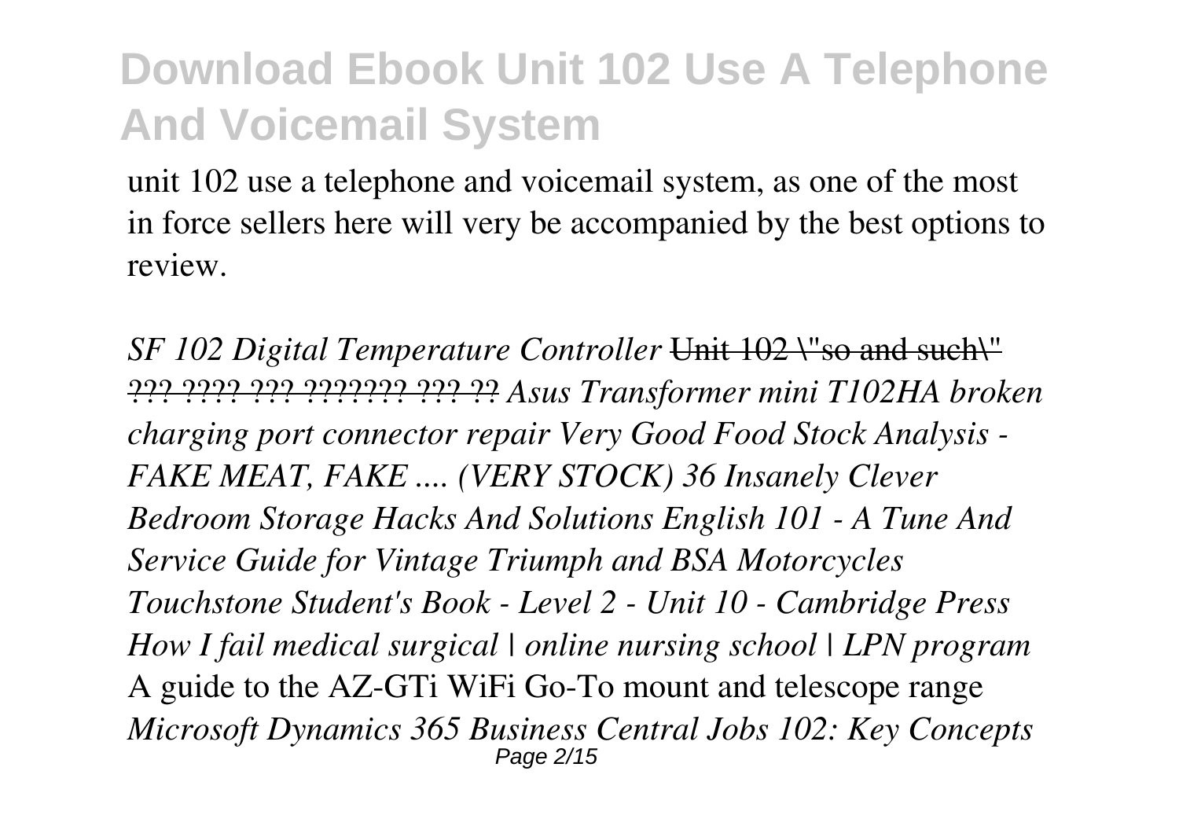unit 102 use a telephone and voicemail system, as one of the most in force sellers here will very be accompanied by the best options to review.

*SF 102 Digital Temperature Controller* ~~Unit 102 \"so and such\" ??? ???? ??? ??????? ??? ??~~ *Asus Transformer mini T102HA broken charging port connector repair Very Good Food Stock Analysis - FAKE MEAT, FAKE .... (VERY STOCK) 36 Insanely Clever Bedroom Storage Hacks And Solutions English 101 - A Tune And Service Guide for Vintage Triumph and BSA Motorcycles Touchstone Student's Book - Level 2 - Unit 10 - Cambridge Press How I fail medical surgical | online nursing school | LPN program* A guide to the AZ-GTi WiFi Go-To mount and telescope range *Microsoft Dynamics 365 Business Central Jobs 102: Key Concepts*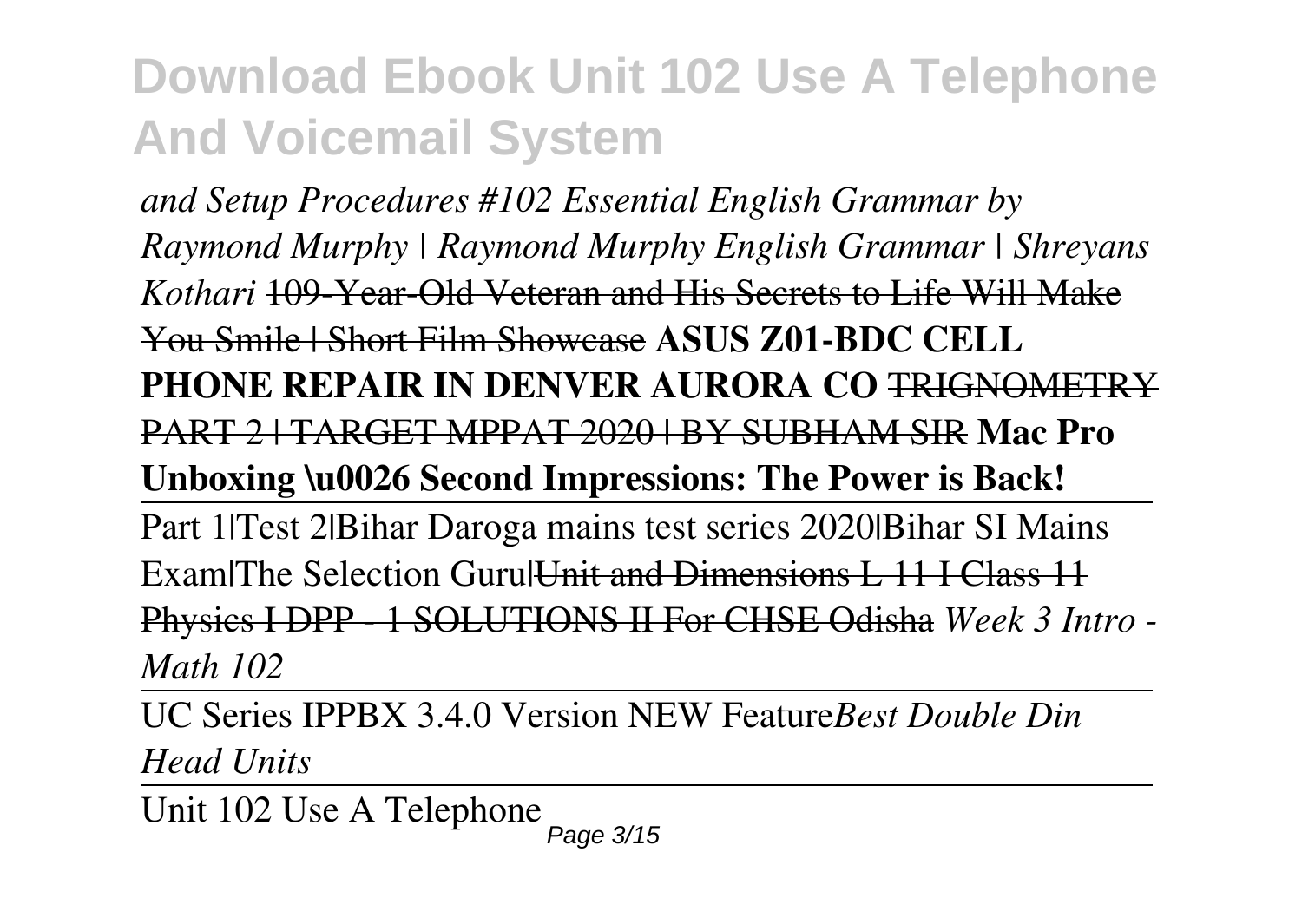*and Setup Procedures #102 Essential English Grammar by Raymond Murphy | Raymond Murphy English Grammar | Shreyans Kothari* ~~109-Year-Old Veteran and His Secrets to Life Will Make You Smile | Short Film Showcase~~ **ASUS Z01-BDC CELL PHONE REPAIR IN DENVER AURORA CO** ~~TRIGNOMETRY PART 2 | TARGET MPPAT 2020 | BY SUBHAM SIR~~ **Mac Pro Unboxing \u0026 Second Impressions: The Power is Back!**

Part 1|Test 2|Bihar Daroga mains test series 2020|Bihar SI Mains Exam|The Selection Guru|~~Unit and Dimensions L 11 I Class 11 Physics I DPP - 1 SOLUTIONS II For CHSE Odisha~~ *Week 3 Intro - Math 102*

UC Series IPPBX 3.4.0 Version NEW Feature*Best Double Din Head Units*

Unit 102 Use A Telephone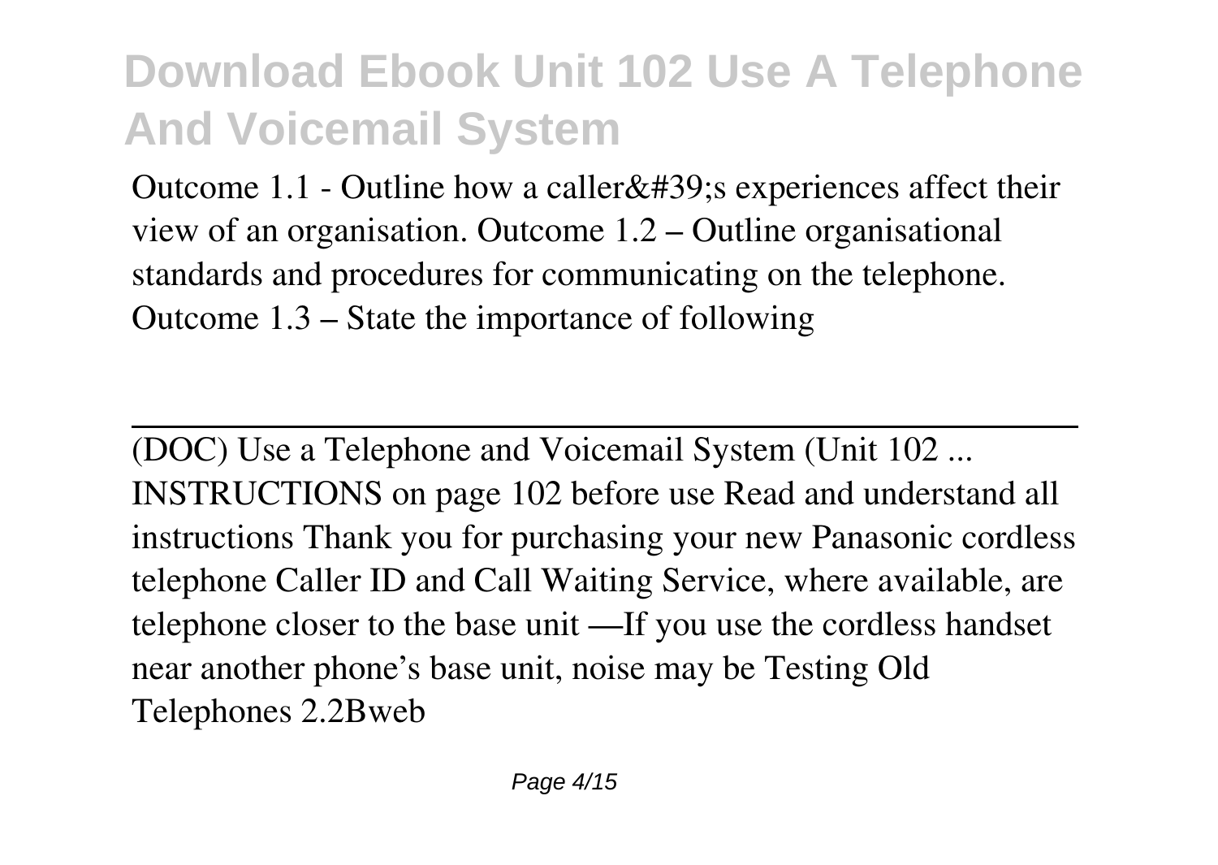Outcome 1.1 - Outline how a caller&#39;s experiences affect their view of an organisation. Outcome 1.2 – Outline organisational standards and procedures for communicating on the telephone. Outcome 1.3 – State the importance of following

---

(DOC) Use a Telephone and Voicemail System (Unit 102 ...
INSTRUCTIONS on page 102 before use Read and understand all instructions Thank you for purchasing your new Panasonic cordless telephone Caller ID and Call Waiting Service, where available, are telephone closer to the base unit —If you use the cordless handset near another phone's base unit, noise may be Testing Old Telephones 2.2Bweb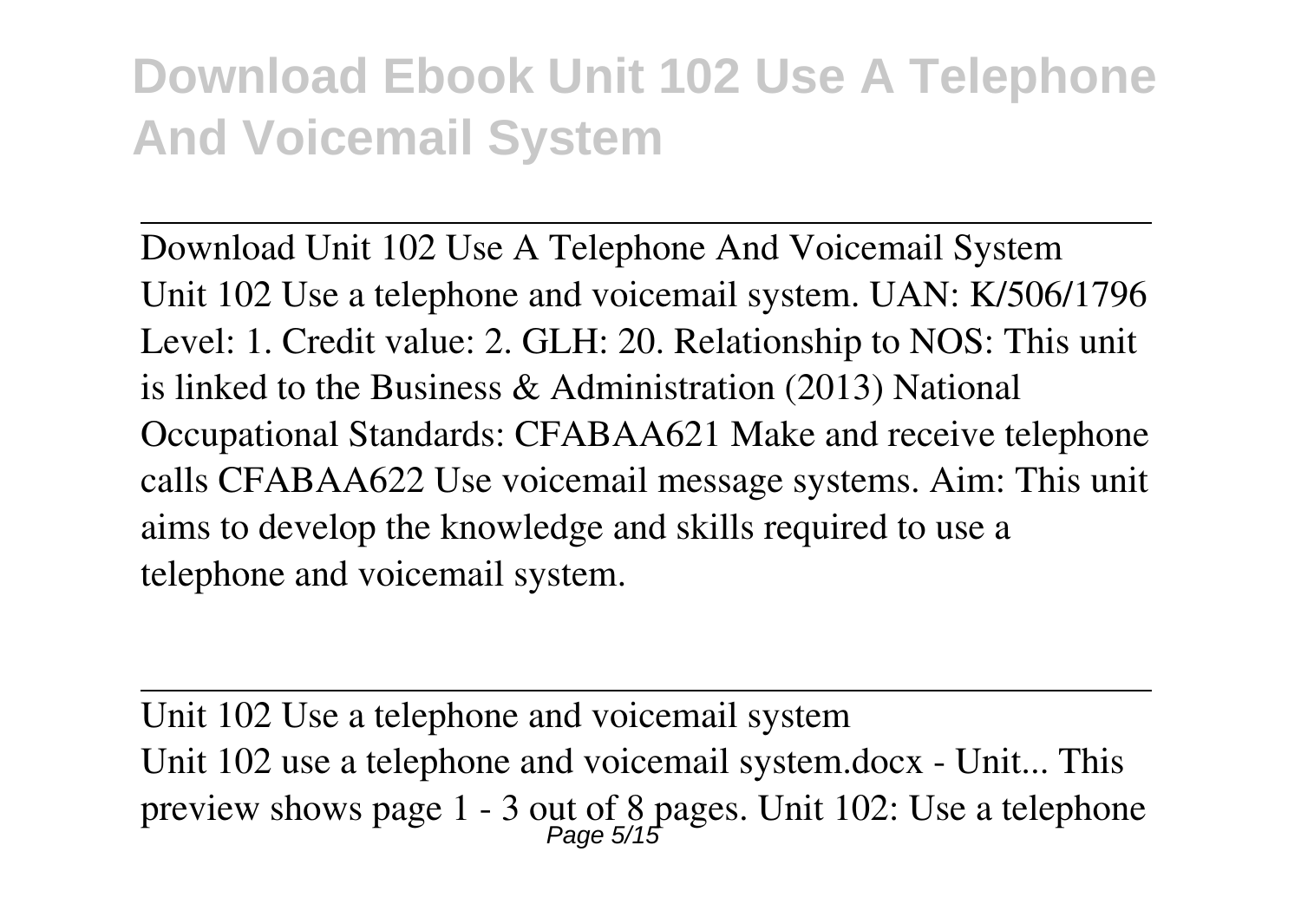Download Unit 102 Use A Telephone And Voicemail System
Unit 102 Use a telephone and voicemail system. UAN: K/506/1796 Level: 1. Credit value: 2. GLH: 20. Relationship to NOS: This unit is linked to the Business & Administration (2013) National Occupational Standards: CFABAA621 Make and receive telephone calls CFABAA622 Use voicemail message systems. Aim: This unit aims to develop the knowledge and skills required to use a telephone and voicemail system.

Unit 102 Use a telephone and voicemail system
Unit 102 use a telephone and voicemail system.docx - Unit... This preview shows page 1 - 3 out of 8 pages. Unit 102: Use a telephone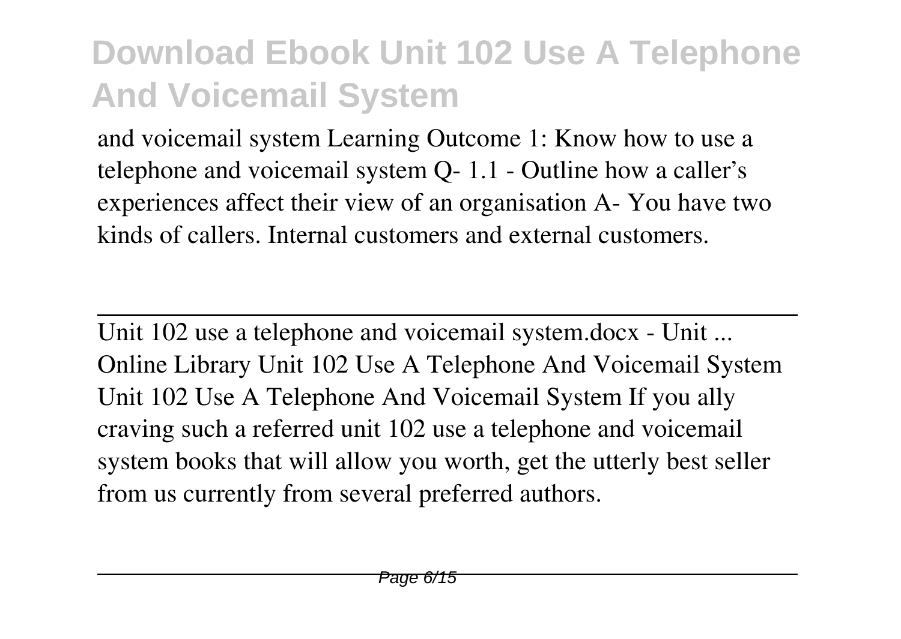and voicemail system Learning Outcome 1: Know how to use a telephone and voicemail system Q- 1.1 - Outline how a caller's experiences affect their view of an organisation A- You have two kinds of callers. Internal customers and external customers.

---

Unit 102 use a telephone and voicemail system.docx - Unit ...
Online Library Unit 102 Use A Telephone And Voicemail System Unit 102 Use A Telephone And Voicemail System If you ally craving such a referred unit 102 use a telephone and voicemail system books that will allow you worth, get the utterly best seller from us currently from several preferred authors.

---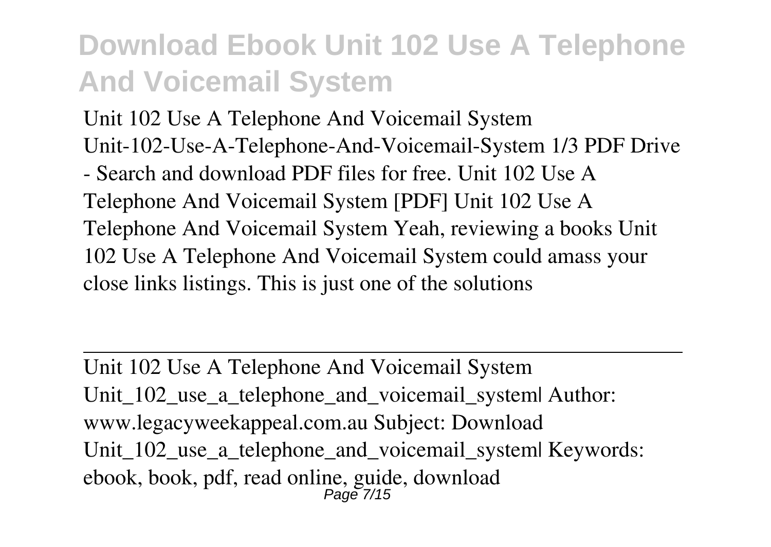Unit 102 Use A Telephone And Voicemail System
Unit-102-Use-A-Telephone-And-Voicemail-System 1/3 PDF Drive - Search and download PDF files for free. Unit 102 Use A Telephone And Voicemail System [PDF] Unit 102 Use A Telephone And Voicemail System Yeah, reviewing a books Unit 102 Use A Telephone And Voicemail System could amass your close links listings. This is just one of the solutions

---

Unit 102 Use A Telephone And Voicemail System
Unit_102_use_a_telephone_and_voicemail_system| Author: www.legacyweekappeal.com.au Subject: Download Unit_102_use_a_telephone_and_voicemail_system| Keywords: ebook, book, pdf, read online, guide, download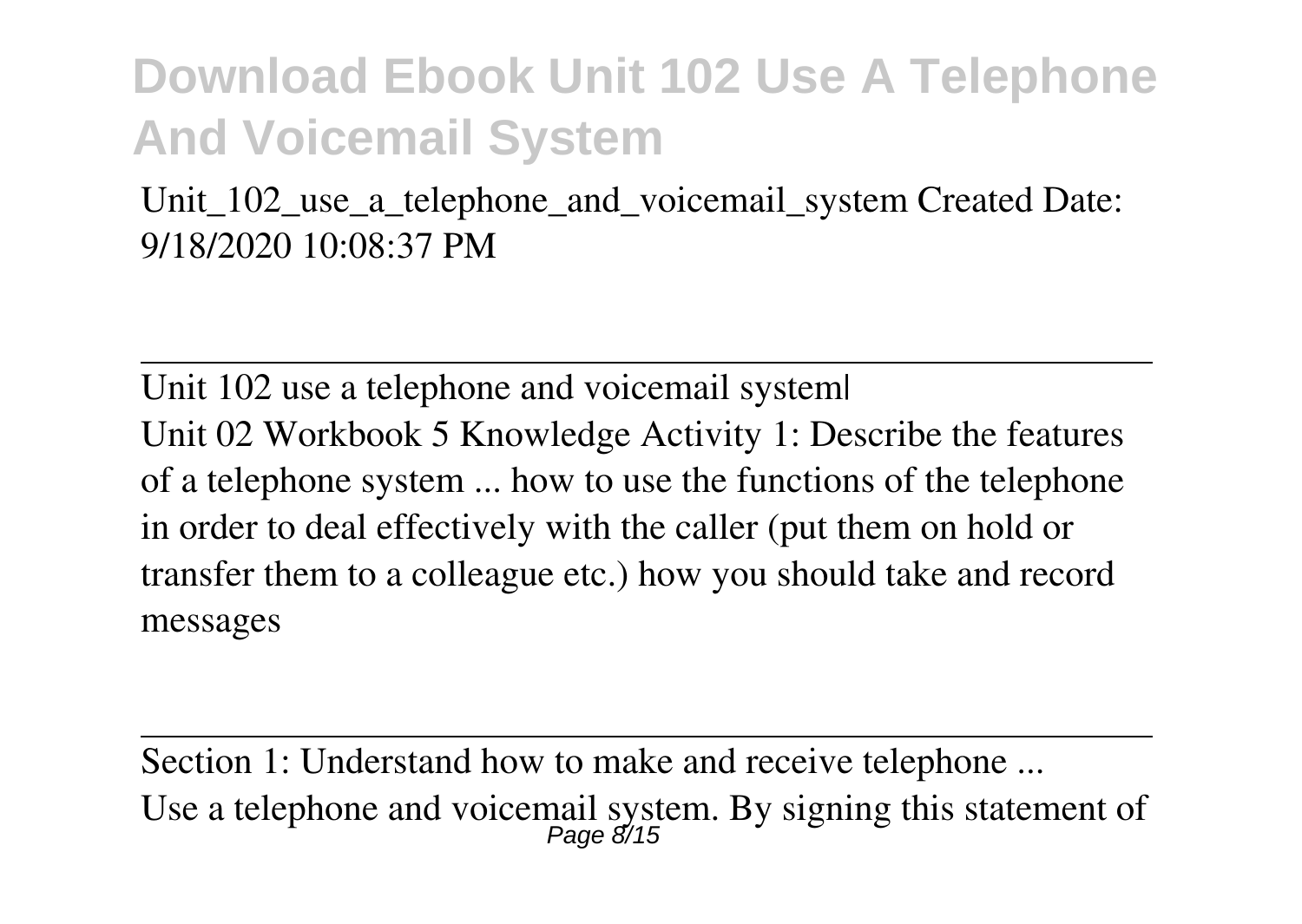Unit_102_use_a_telephone_and_voicemail_system Created Date: 9/18/2020 10:08:37 PM

---

Unit 102 use a telephone and voicemail system|

Unit 02 Workbook 5 Knowledge Activity 1: Describe the features of a telephone system ... how to use the functions of the telephone in order to deal effectively with the caller (put them on hold or transfer them to a colleague etc.) how you should take and record messages

---

Section 1: Understand how to make and receive telephone ...

Use a telephone and voicemail system. By signing this statement of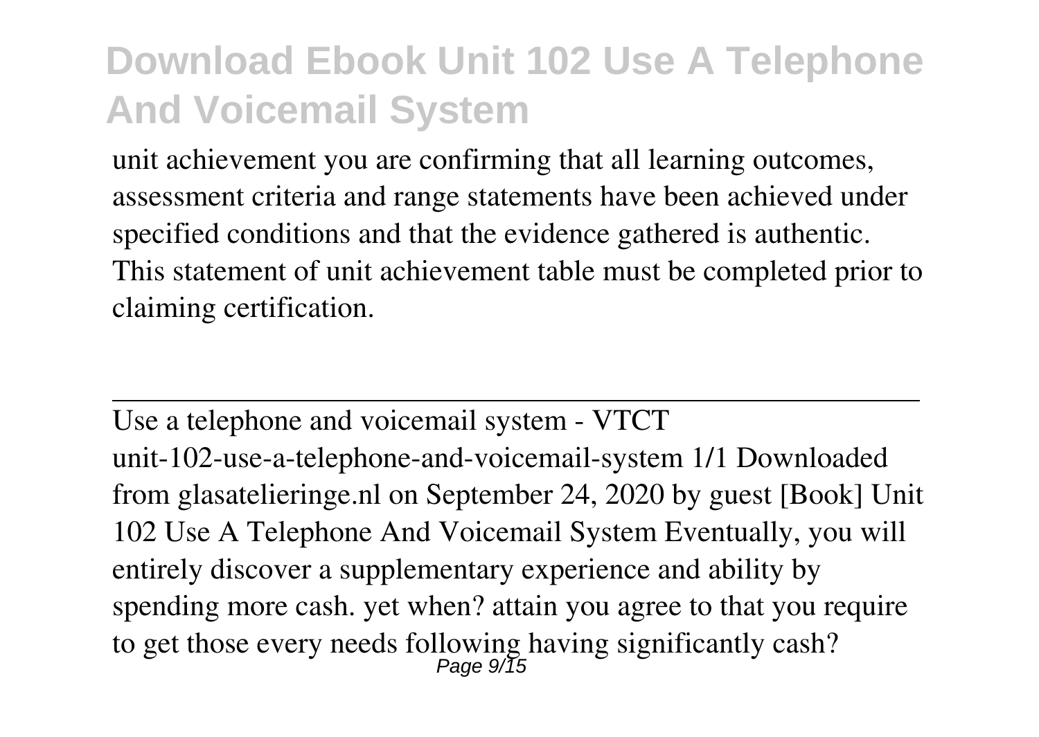unit achievement you are confirming that all learning outcomes, assessment criteria and range statements have been achieved under specified conditions and that the evidence gathered is authentic. This statement of unit achievement table must be completed prior to claiming certification.

---

Use a telephone and voicemail system - VTCT

unit-102-use-a-telephone-and-voicemail-system 1/1 Downloaded from glasatelieringe.nl on September 24, 2020 by guest [Book] Unit 102 Use A Telephone And Voicemail System Eventually, you will entirely discover a supplementary experience and ability by spending more cash. yet when? attain you agree to that you require to get those every needs following having significantly cash?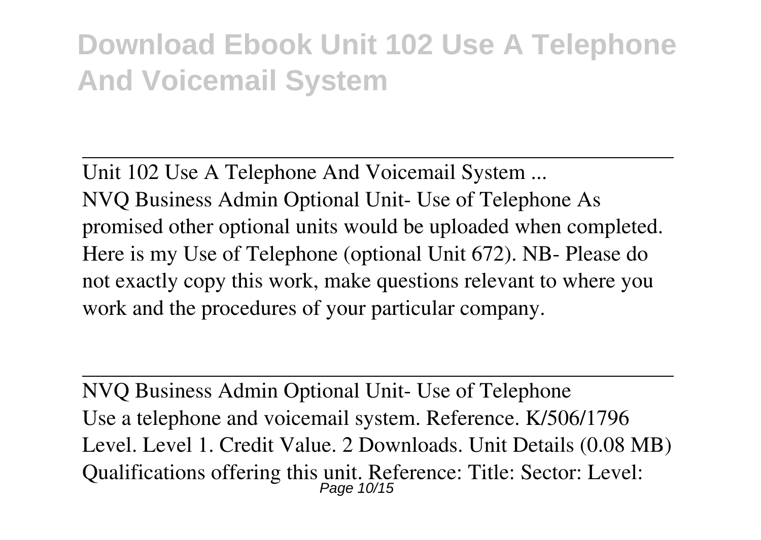Unit 102 Use A Telephone And Voicemail System ...

NVQ Business Admin Optional Unit- Use of Telephone As promised other optional units would be uploaded when completed. Here is my Use of Telephone (optional Unit 672). NB- Please do not exactly copy this work, make questions relevant to where you work and the procedures of your particular company.

NVQ Business Admin Optional Unit- Use of Telephone

Use a telephone and voicemail system. Reference. K/506/1796 Level. Level 1. Credit Value. 2 Downloads. Unit Details (0.08 MB) Qualifications offering this unit. Reference: Title: Sector: Level: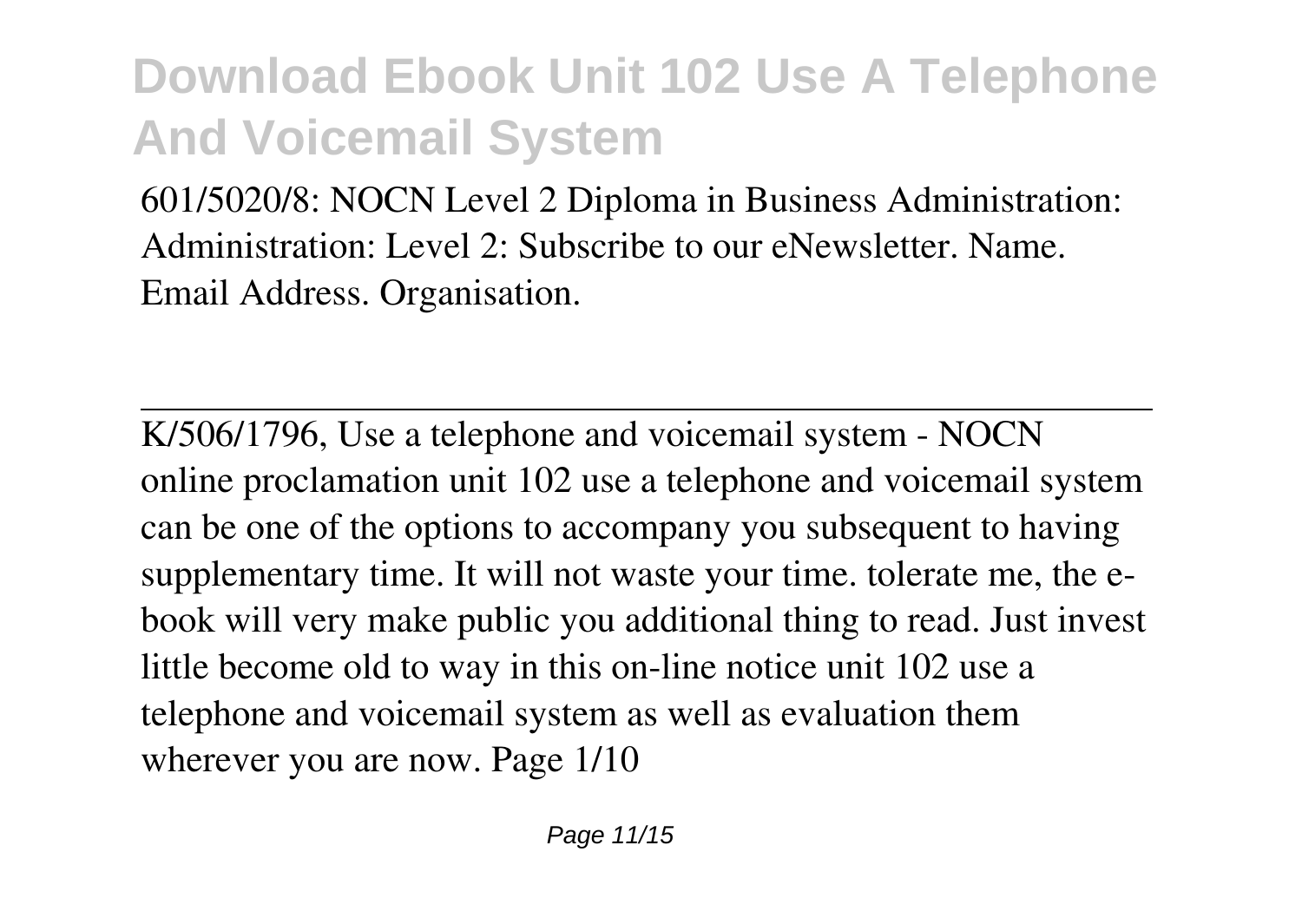601/5020/8: NOCN Level 2 Diploma in Business Administration: Administration: Level 2: Subscribe to our eNewsletter. Name. Email Address. Organisation.

---

K/506/1796, Use a telephone and voicemail system - NOCN
online proclamation unit 102 use a telephone and voicemail system can be one of the options to accompany you subsequent to having supplementary time. It will not waste your time. tolerate me, the e-book will very make public you additional thing to read. Just invest little become old to way in this on-line notice unit 102 use a telephone and voicemail system as well as evaluation them wherever you are now. Page 1/10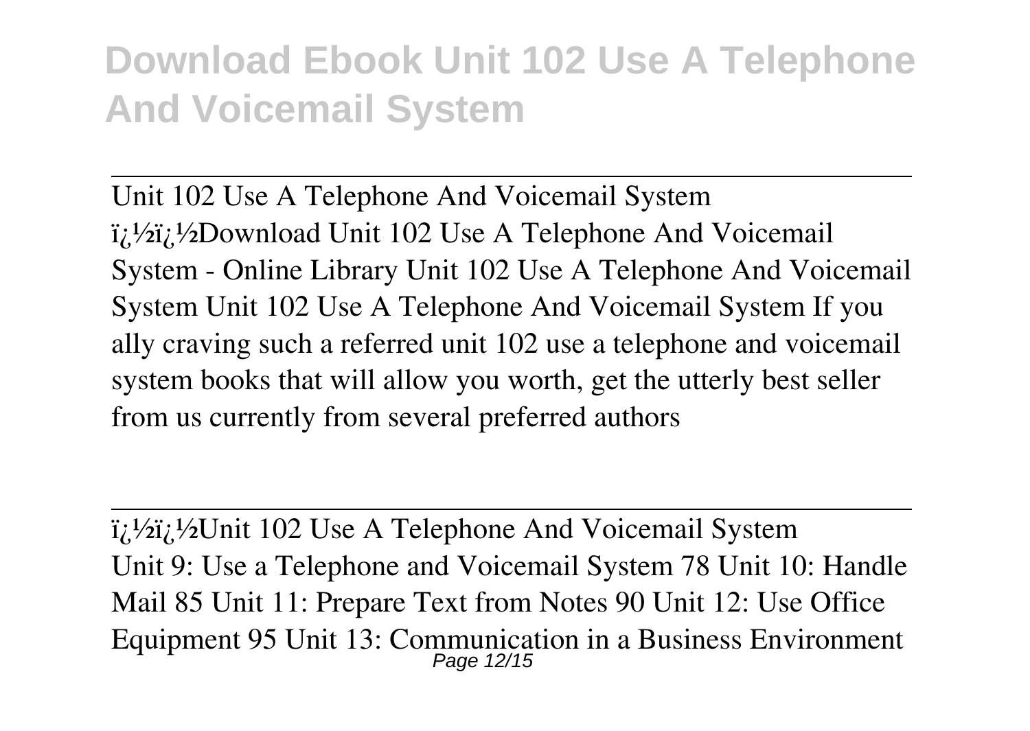# Download Ebook Unit 102 Use A Telephone And Voicemail System

---

Unit 102 Use A Telephone And Voicemail System
ï¿½ï¿½Download Unit 102 Use A Telephone And Voicemail System - Online Library Unit 102 Use A Telephone And Voicemail System Unit 102 Use A Telephone And Voicemail System If you ally craving such a referred unit 102 use a telephone and voicemail system books that will allow you worth, get the utterly best seller from us currently from several preferred authors

---

ï¿½ï¿½Unit 102 Use A Telephone And Voicemail System
Unit 9: Use a Telephone and Voicemail System 78 Unit 10: Handle Mail 85 Unit 11: Prepare Text from Notes 90 Unit 12: Use Office Equipment 95 Unit 13: Communication in a Business Environment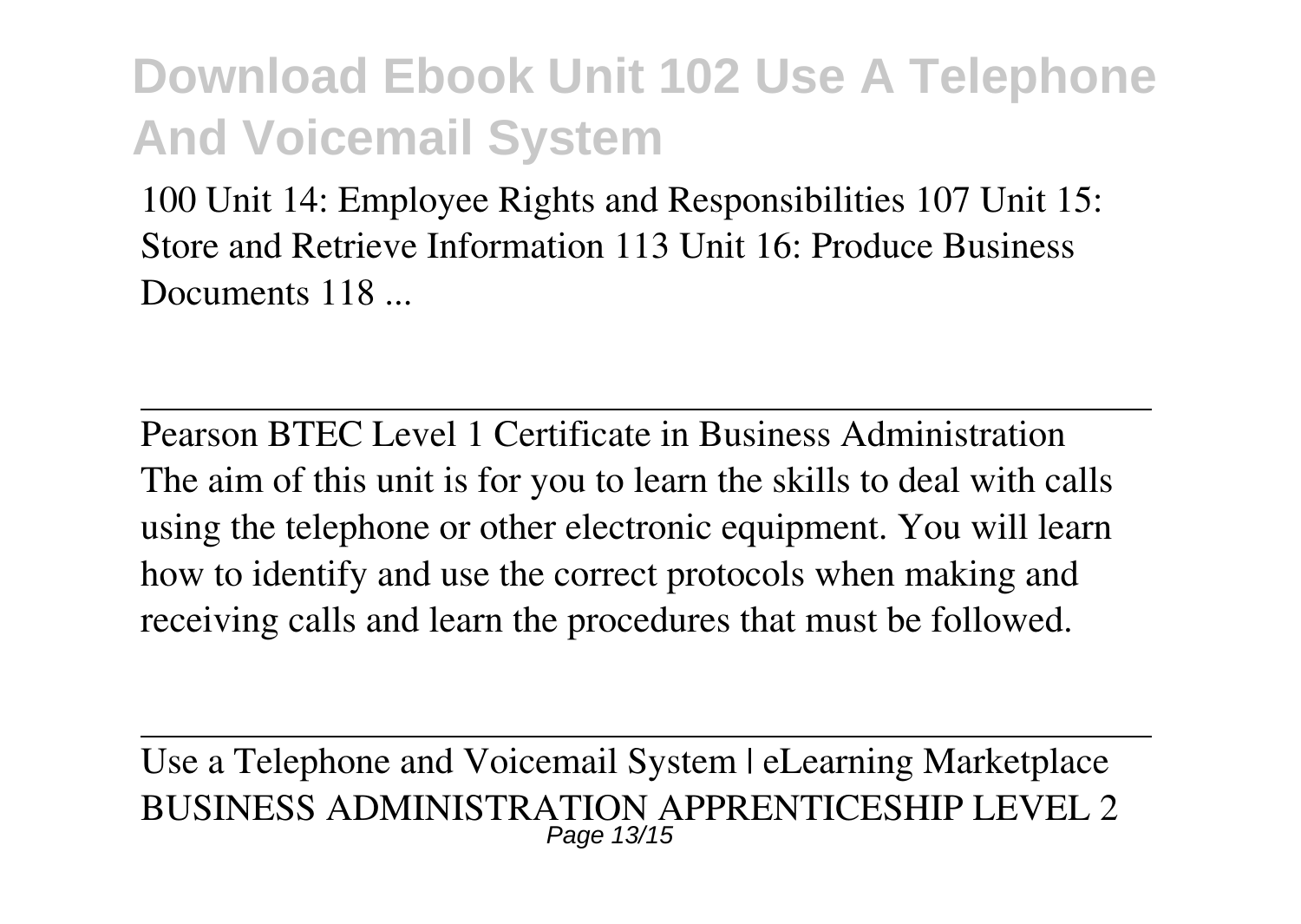100 Unit 14: Employee Rights and Responsibilities 107 Unit 15: Store and Retrieve Information 113 Unit 16: Produce Business Documents 118 ...

---

Pearson BTEC Level 1 Certificate in Business Administration

The aim of this unit is for you to learn the skills to deal with calls using the telephone or other electronic equipment. You will learn how to identify and use the correct protocols when making and receiving calls and learn the procedures that must be followed.

---

Use a Telephone and Voicemail System | eLearning Marketplace

BUSINESS ADMINISTRATION APPRENTICESHIP LEVEL 2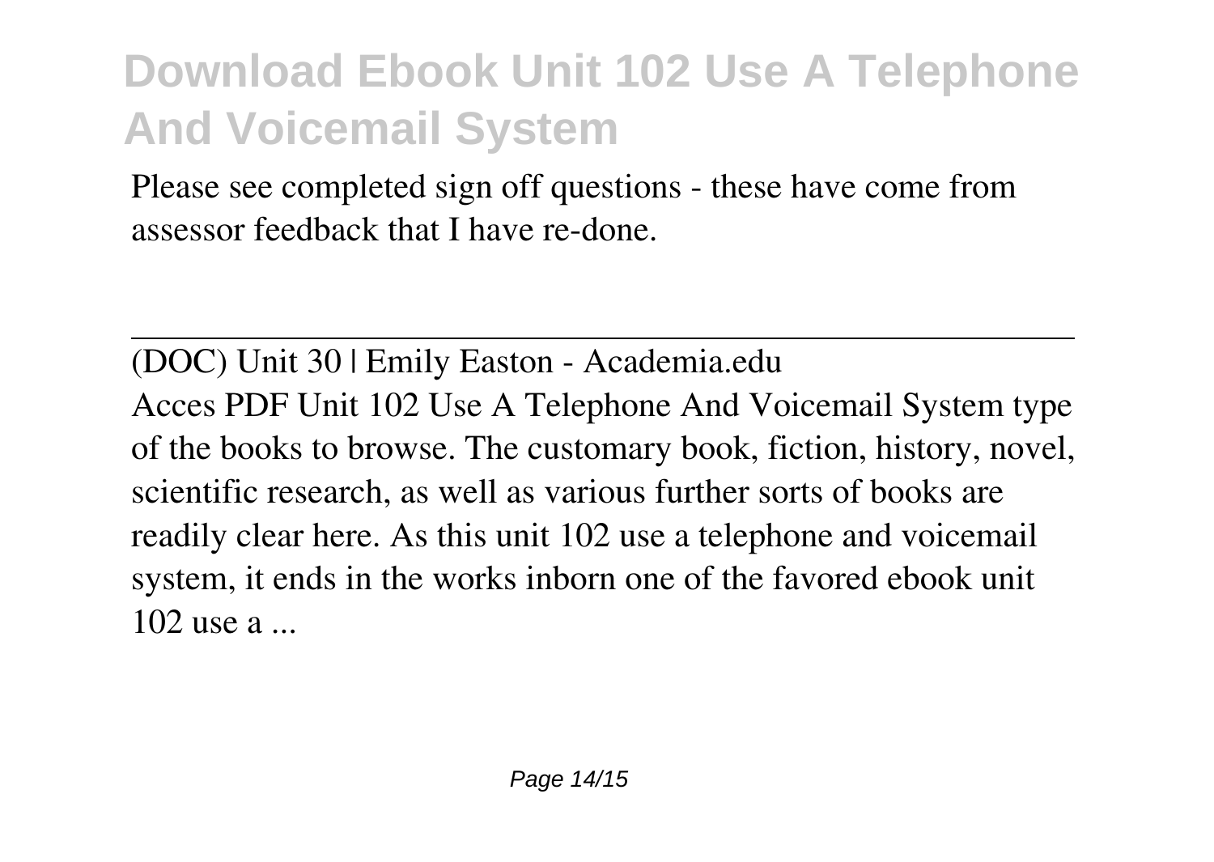Please see completed sign off questions - these have come from assessor feedback that I have re-done.

---

(DOC) Unit 30 | Emily Easton - Academia.edu

Acces PDF Unit 102 Use A Telephone And Voicemail System type of the books to browse. The customary book, fiction, history, novel, scientific research, as well as various further sorts of books are readily clear here. As this unit 102 use a telephone and voicemail system, it ends in the works inborn one of the favored ebook unit 102 use a ...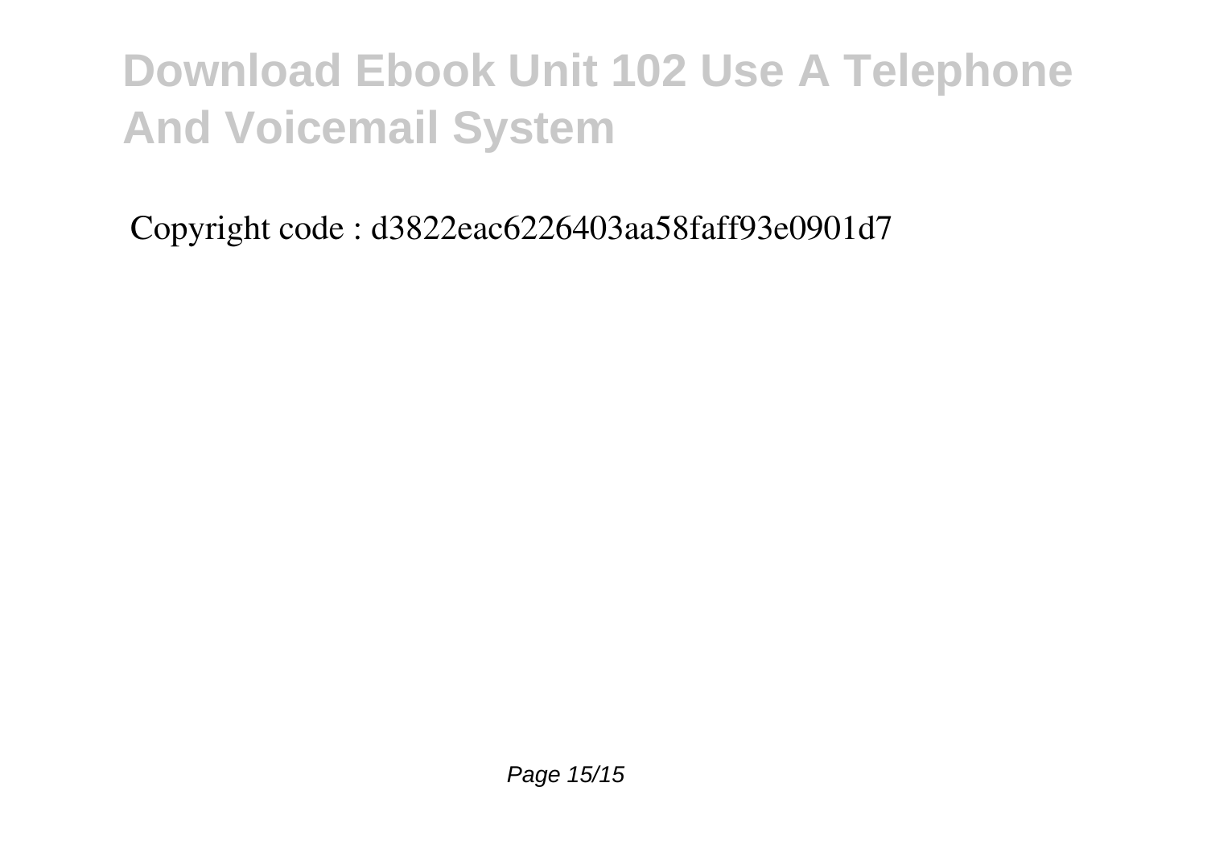Copyright code : d3822eac6226403aa58faff93e0901d7